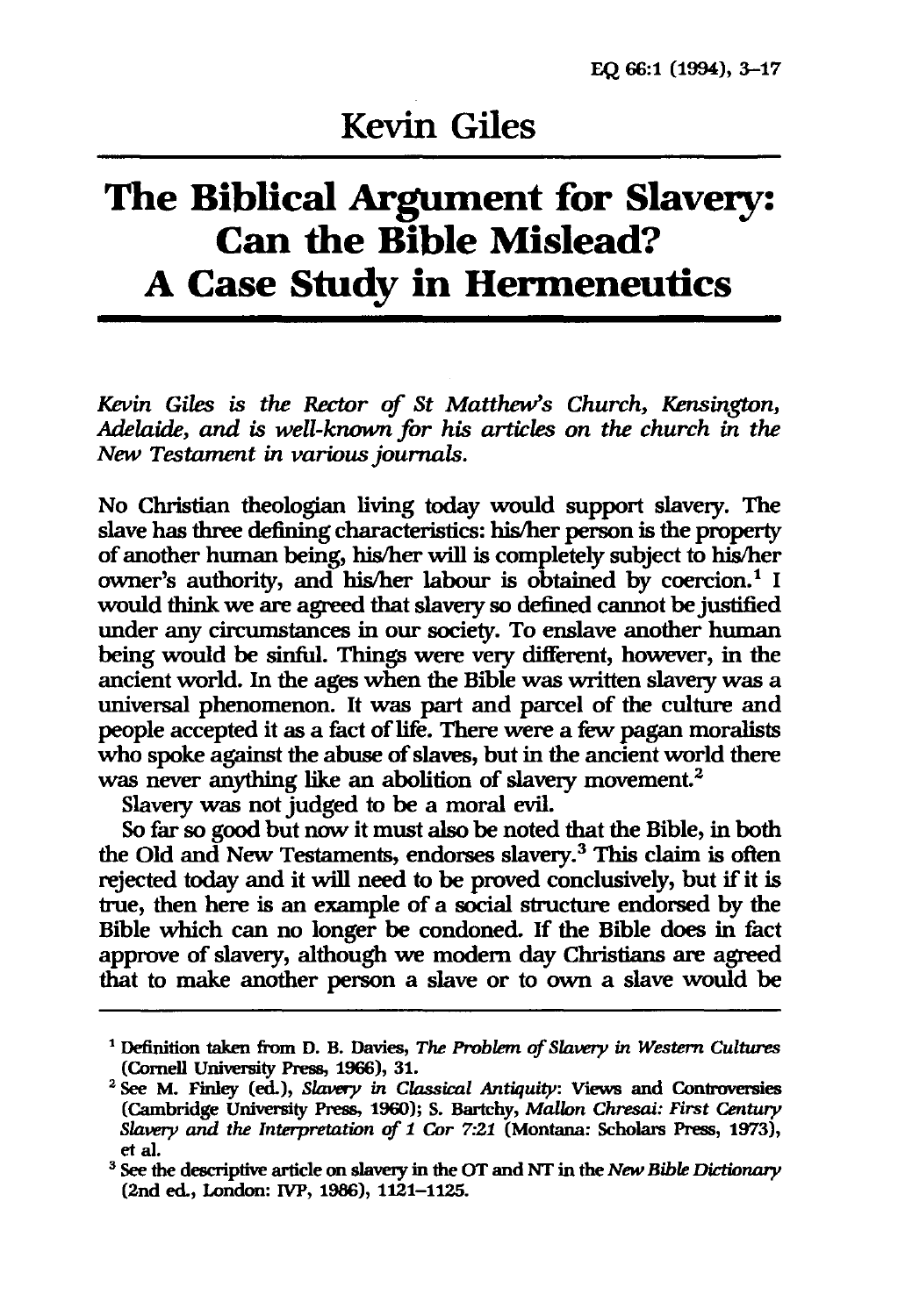# Kevin Giles

# The Biblical Argument for Slavery: Can the Bible Mislead? A Case Study in Hermeneutics

*Kevin Giles is the Rector of St Matthew's Church, Kensington, Adelaide, and is well-known for his articles on the church in the New Testament in various journals.*

No Christian theologian living today would support slavery. The slave has three defining characteristics: his/her person is the property of another human being, his/her will is completely subject to his/her owner's authority, and his/her labour is obtained by coercion.[1] I would think we are agreed that slavery so defined cannot be justified under any circumstances in our society. To enslave another human being would be sinful. Things were very different, however, in the ancient world. In the ages when the Bible was written slavery was a universal phenomenon. It was part and parcel of the culture and people accepted it as a fact of life. There were a few pagan moralists who spoke against the abuse of slaves, but in the ancient world there was never anything like an abolition of slavery movement.[2]

Slavery was not judged to be a moral evil.

So far so good but now it must also be noted that the Bible, in both the Old and New Testaments, endorses slavery.[3] This claim is often rejected today and it will need to be proved conclusively, but if it is true, then here is an example of a social structure endorsed by the Bible which can no longer be condoned. If the Bible does in fact approve of slavery, although we modern day Christians are agreed that to make another person a slave or to own a slave would be

---

[1] Definition taken from D. B. Davies, *The Problem of Slavery in Western Cultures* (Cornell University Press, 1966), 31.

[2] See M. Finley (ed.), *Slavery in Classical Antiquity*: Views and Controversies (Cambridge University Press, 1960); S. Bartchy, *Mallon Chresai: First Century Slavery and the Interpretation of 1 Cor 7:21* (Montana: Scholars Press, 1973), et al.

[3] See the descriptive article on slavery in the OT and NT in the *New Bible Dictionary* (2nd ed., London: IVP, 1986), 1121–1125.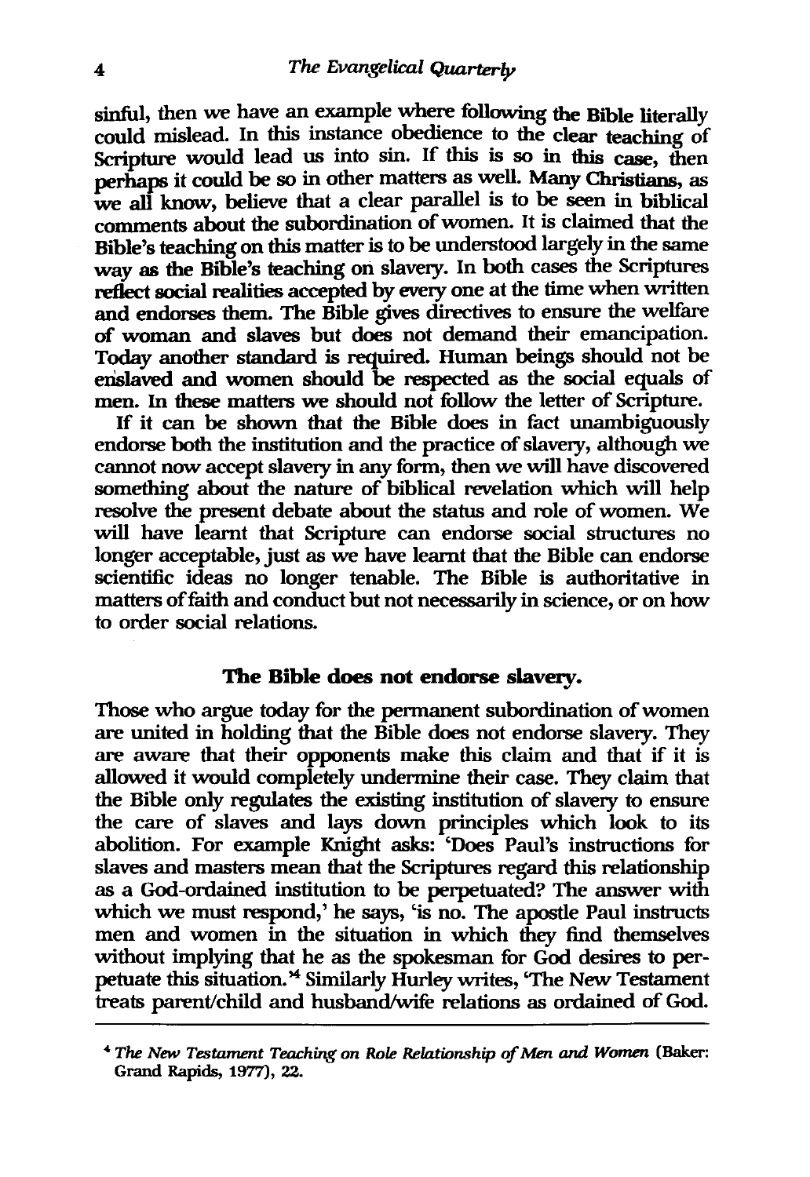sinful, then we have an example where following the Bible literally could mislead. In this instance obedience to the clear teaching of Scripture would lead us into sin. If this is so in this case, then perhaps it could be so in other matters as well. Many Christians, as we all know, believe that a clear parallel is to be seen in biblical comments about the subordination of women. It is claimed that the Bible's teaching on this matter is to be understood largely in the same way as the Bible's teaching on slavery. In both cases the Scriptures reflect social realities accepted by every one at the time when written and endorses them. The Bible gives directives to ensure the welfare of woman and slaves but does not demand their emancipation. Today another standard is required. Human beings should not be enslaved and women should be respected as the social equals of men. In these matters we should not follow the letter of Scripture.

If it can be shown that the Bible does in fact unambiguously endorse both the institution and the practice of slavery, although we cannot now accept slavery in any form, then we will have discovered something about the nature of biblical revelation which will help resolve the present debate about the status and role of women. We will have learnt that Scripture can endorse social structures no longer acceptable, just as we have learnt that the Bible can endorse scientific ideas no longer tenable. The Bible is authoritative in matters of faith and conduct but not necessarily in science, or on how to order social relations.

## The Bible does not endorse slavery.

Those who argue today for the permanent subordination of women are united in holding that the Bible does not endorse slavery. They are aware that their opponents make this claim and that if it is allowed it would completely undermine their case. They claim that the Bible only regulates the existing institution of slavery to ensure the care of slaves and lays down principles which look to its abolition. For example Knight asks: 'Does Paul's instructions for slaves and masters mean that the Scriptures regard this relationship as a God-ordained institution to be perpetuated? The answer with which we must respond,' he says, 'is no. The apostle Paul instructs men and women in the situation in which they find themselves without implying that he as the spokesman for God desires to perpetuate this situation.'[4] Similarly Hurley writes, 'The New Testament treats parent/child and husband/wife relations as ordained of God.

---

[4] *The New Testament Teaching on Role Relationship of Men and Women* (Baker: Grand Rapids, 1977), 22.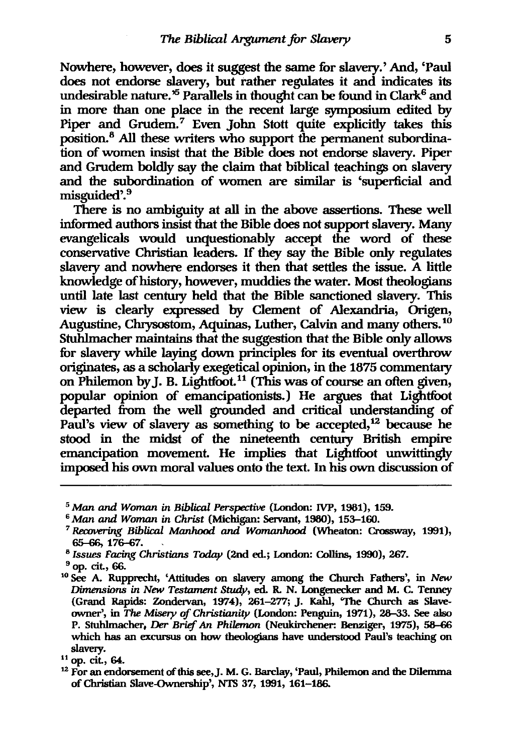Nowhere, however, does it suggest the same for slavery.' And, 'Paul does not endorse slavery, but rather regulates it and indicates its undesirable nature.'[5] Parallels in thought can be found in Clark[6] and in more than one place in the recent large symposium edited by Piper and Grudem.[7] Even John Stott quite explicitly takes this position.[8] All these writers who support the permanent subordination of women insist that the Bible does not endorse slavery. Piper and Grudem boldly say the claim that biblical teachings on slavery and the subordination of women are similar is 'superficial and misguided'.[9]

There is no ambiguity at all in the above assertions. These well informed authors insist that the Bible does not support slavery. Many evangelicals would unquestionably accept the word of these conservative Christian leaders. If they say the Bible only regulates slavery and nowhere endorses it then that settles the issue. A little knowledge of history, however, muddies the water. Most theologians until late last century held that the Bible sanctioned slavery. This view is clearly expressed by Clement of Alexandria, Origen, Augustine, Chrysostom, Aquinas, Luther, Calvin and many others.[10] Stuhlmacher maintains that the suggestion that the Bible only allows for slavery while laying down principles for its eventual overthrow originates, as a scholarly exegetical opinion, in the 1875 commentary on Philemon by J. B. Lightfoot.[11] (This was of course an often given, popular opinion of emancipationists.) He argues that Lightfoot departed from the well grounded and critical understanding of Paul's view of slavery as something to be accepted,[12] because he stood in the midst of the nineteenth century British empire emancipation movement. He implies that Lightfoot unwittingly imposed his own moral values onto the text. In his own discussion of

---

[5] *Man and Woman in Biblical Perspective* (London: IVP, 1981), 159.

[6] *Man and Woman in Christ* (Michigan: Servant, 1980), 153–160.

[7] *Recovering Biblical Manhood and Womanhood* (Wheaton: Crossway, 1991), 65–66, 176–67.

[8] *Issues Facing Christians Today* (2nd ed.; London: Collins, 1990), 267.

[9] op. cit., 66.

[10] See A. Rupprecht, 'Attitudes on slavery among the Church Fathers', in *New Dimensions in New Testament Study*, ed. R. N. Longenecker and M. C. Tenney (Grand Rapids: Zondervan, 1974), 261–277; J. Kahl, 'The Church as Slave-owner', in *The Misery of Christianity* (London: Penguin, 1971), 28–33. See also P. Stuhlmacher, *Der Brief An Philemon* (Neukirchener: Benziger, 1975), 58–66 which has an excursus on how theologians have understood Paul's teaching on slavery.

[11] op. cit., 64.

[12] For an endorsement of this see, J. M. G. Barclay, 'Paul, Philemon and the Dilemma of Christian Slave-Ownership', NTS 37, 1991, 161–186.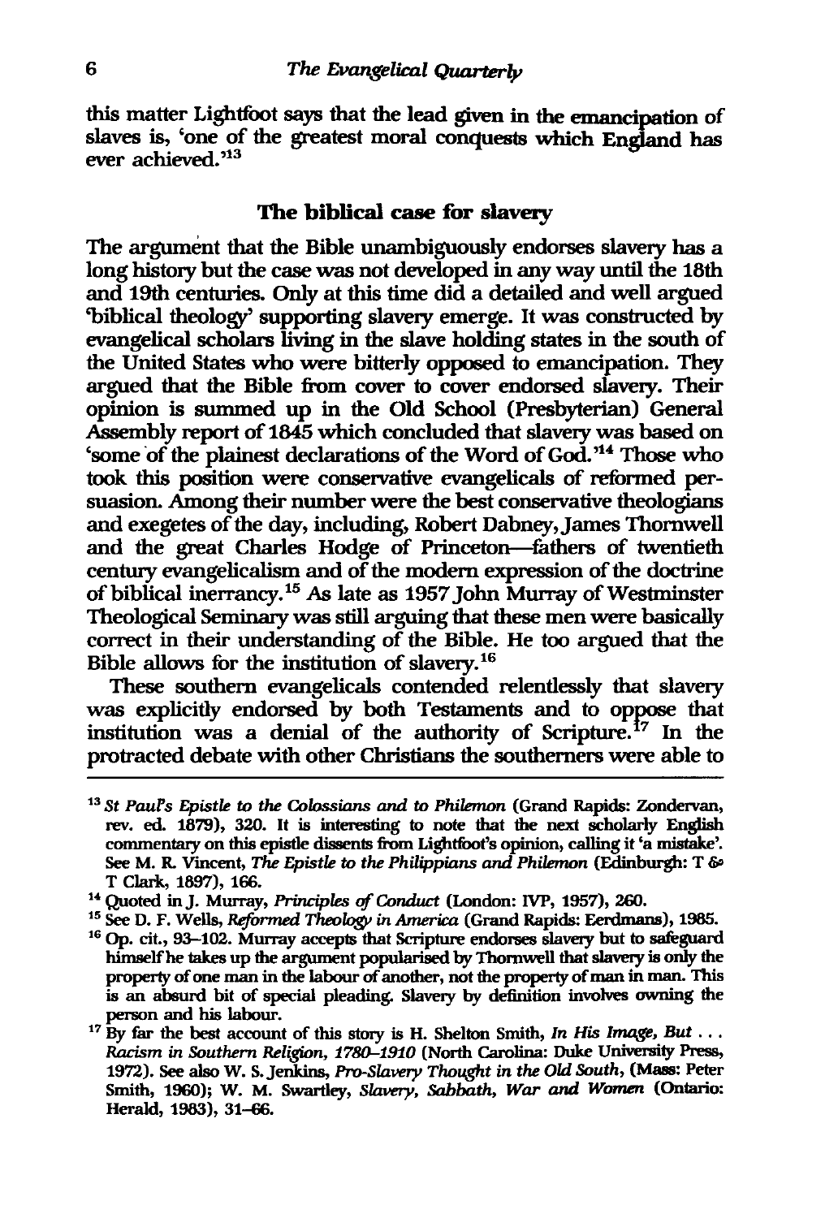this matter Lightfoot says that the lead given in the emancipation of slaves is, 'one of the greatest moral conquests which England has ever achieved.'[13]

## The biblical case for slavery

The argument that the Bible unambiguously endorses slavery has a long history but the case was not developed in any way until the 18th and 19th centuries. Only at this time did a detailed and well argued 'biblical theology' supporting slavery emerge. It was constructed by evangelical scholars living in the slave holding states in the south of the United States who were bitterly opposed to emancipation. They argued that the Bible from cover to cover endorsed slavery. Their opinion is summed up in the Old School (Presbyterian) General Assembly report of 1845 which concluded that slavery was based on 'some of the plainest declarations of the Word of God.'[14] Those who took this position were conservative evangelicals of reformed persuasion. Among their number were the best conservative theologians and exegetes of the day, including, Robert Dabney, James Thornwell and the great Charles Hodge of Princeton—fathers of twentieth century evangelicalism and of the modern expression of the doctrine of biblical inerrancy.[15] As late as 1957 John Murray of Westminster Theological Seminary was still arguing that these men were basically correct in their understanding of the Bible. He too argued that the Bible allows for the institution of slavery.[16]

These southern evangelicals contended relentlessly that slavery was explicitly endorsed by both Testaments and to oppose that institution was a denial of the authority of Scripture.[17] In the protracted debate with other Christians the southerners were able to

---

[13] *St Paul's Epistle to the Colossians and to Philemon* (Grand Rapids: Zondervan, rev. ed. 1879), 320. It is interesting to note that the next scholarly English commentary on this epistle dissents from Lightfoot's opinion, calling it 'a mistake'. See M. R. Vincent, *The Epistle to the Philippians and Philemon* (Edinburgh: T & T Clark, 1897), 166.

[14] Quoted in J. Murray, *Principles of Conduct* (London: IVP, 1957), 260.

[15] See D. F. Wells, *Reformed Theology in America* (Grand Rapids: Eerdmans), 1985.

[16] Op. cit., 93–102. Murray accepts that Scripture endorses slavery but to safeguard himself he takes up the argument popularised by Thornwell that slavery is only the property of one man in the labour of another, not the property of man in man. This is an absurd bit of special pleading. Slavery by definition involves owning the person and his labour.

[17] By far the best account of this story is H. Shelton Smith, *In His Image, But . . . Racism in Southern Religion, 1780–1910* (North Carolina: Duke University Press, 1972). See also W. S. Jenkins, *Pro-Slavery Thought in the Old South*, (Mass: Peter Smith, 1960); W. M. Swartley, *Slavery, Sabbath, War and Women* (Ontario: Herald, 1983), 31–66.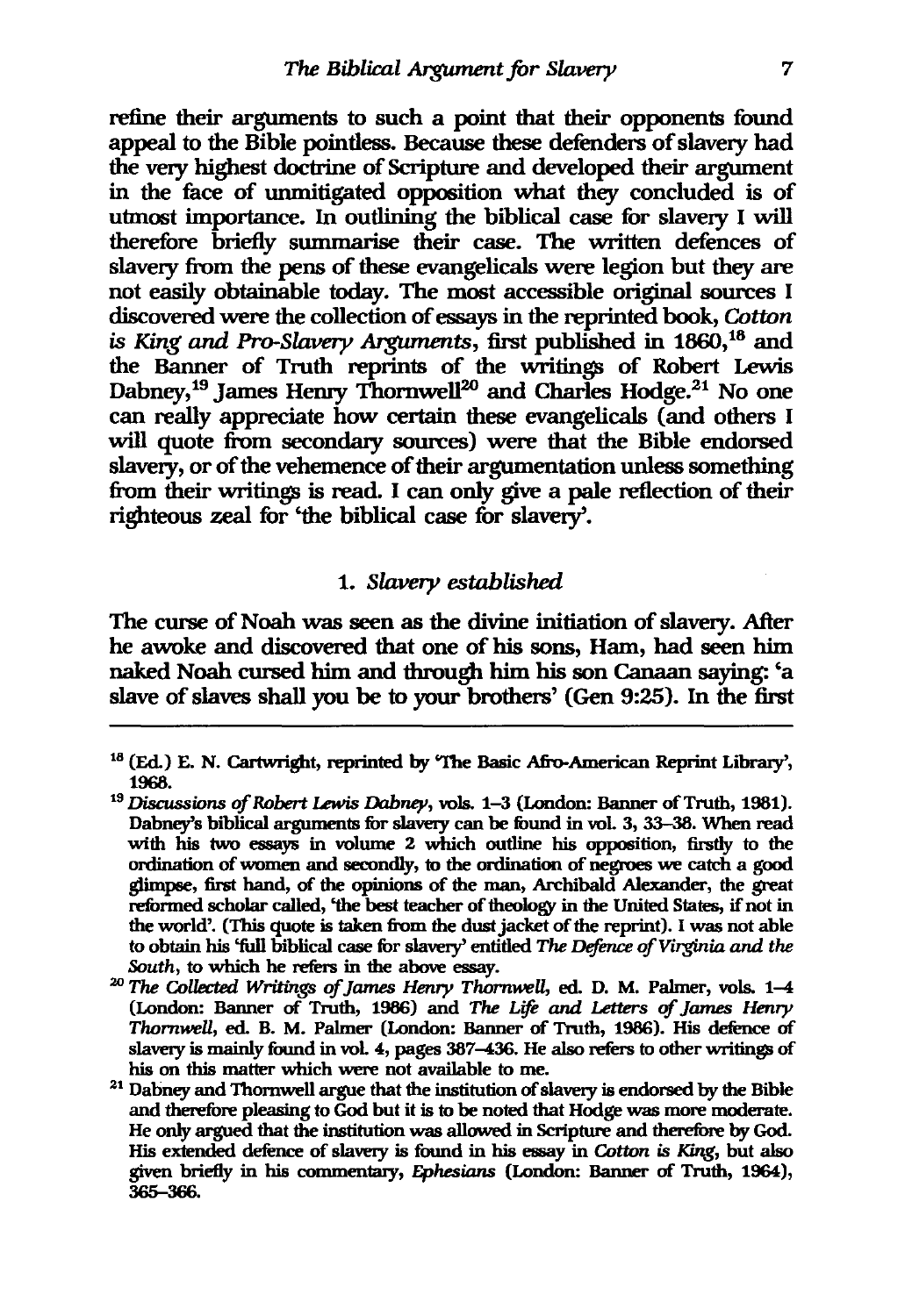refine their arguments to such a point that their opponents found appeal to the Bible pointless. Because these defenders of slavery had the very highest doctrine of Scripture and developed their argument in the face of unmitigated opposition what they concluded is of utmost importance. In outlining the biblical case for slavery I will therefore briefly summarise their case. The written defences of slavery from the pens of these evangelicals were legion but they are not easily obtainable today. The most accessible original sources I discovered were the collection of essays in the reprinted book, *Cotton is King and Pro-Slavery Arguments*, first published in 1860,[18] and the Banner of Truth reprints of the writings of Robert Lewis Dabney,[19] James Henry Thornwell[20] and Charles Hodge.[21] No one can really appreciate how certain these evangelicals (and others I will quote from secondary sources) were that the Bible endorsed slavery, or of the vehemence of their argumentation unless something from their writings is read. I can only give a pale reflection of their righteous zeal for 'the biblical case for slavery'.

### 1. *Slavery established*

The curse of Noah was seen as the divine initiation of slavery. After he awoke and discovered that one of his sons, Ham, had seen him naked Noah cursed him and through him his son Canaan saying: 'a slave of slaves shall you be to your brothers' (Gen 9:25). In the first

---

[18] (Ed.) E. N. Cartwright, reprinted by 'The Basic Afro-American Reprint Library', 1968.

[19] *Discussions of Robert Lewis Dabney*, vols. 1–3 (London: Banner of Truth, 1981). Dabney's biblical arguments for slavery can be found in vol. 3, 33–38. When read with his two essays in volume 2 which outline his opposition, firstly to the ordination of women and secondly, to the ordination of negroes we catch a good glimpse, first hand, of the opinions of the man, Archibald Alexander, the great reformed scholar called, 'the best teacher of theology in the United States, if not in the world'. (This quote is taken from the dust jacket of the reprint). I was not able to obtain his 'full biblical case for slavery' entitled *The Defence of Virginia and the South*, to which he refers in the above essay.

[20] *The Collected Writings of James Henry Thornwell*, ed. D. M. Palmer, vols. 1–4 (London: Banner of Truth, 1986) and *The Life and Letters of James Henry Thornwell*, ed. B. M. Palmer (London: Banner of Truth, 1986). His defence of slavery is mainly found in vol. 4, pages 387–436. He also refers to other writings of his on this matter which were not available to me.

[21] Dabney and Thornwell argue that the institution of slavery is endorsed by the Bible and therefore pleasing to God but it is to be noted that Hodge was more moderate. He only argued that the institution was allowed in Scripture and therefore by God. His extended defence of slavery is found in his essay in *Cotton is King*, but also given briefly in his commentary, *Ephesians* (London: Banner of Truth, 1964), 365–366.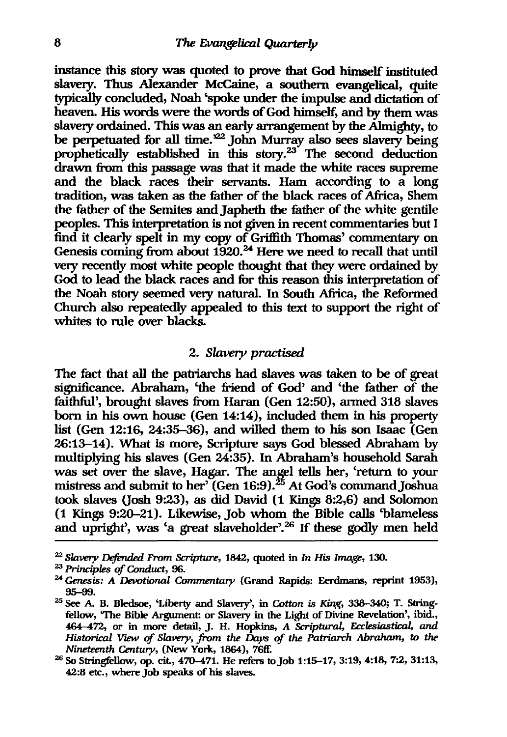instance this story was quoted to prove that God himself instituted slavery. Thus Alexander McCaine, a southern evangelical, quite typically concluded, Noah 'spoke under the impulse and dictation of heaven. His words were the words of God himself, and by them was slavery ordained. This was an early arrangement by the Almighty, to be perpetuated for all time.'[22] John Murray also sees slavery being prophetically established in this story.[23] The second deduction drawn from this passage was that it made the white races supreme and the black races their servants. Ham according to a long tradition, was taken as the father of the black races of Africa, Shem the father of the Semites and Japheth the father of the white gentile peoples. This interpretation is not given in recent commentaries but I find it clearly spelt in my copy of Griffith Thomas' commentary on Genesis coming from about 1920.[24] Here we need to recall that until very recently most white people thought that they were ordained by God to lead the black races and for this reason this interpretation of the Noah story seemed very natural. In South Africa, the Reformed Church also repeatedly appealed to this text to support the right of whites to rule over blacks.

### 2. *Slavery practised*

The fact that all the patriarchs had slaves was taken to be of great significance. Abraham, 'the friend of God' and 'the father of the faithful', brought slaves from Haran (Gen 12:50), armed 318 slaves born in his own house (Gen 14:14), included them in his property list (Gen 12:16, 24:35–36), and willed them to his son Isaac (Gen 26:13–14). What is more, Scripture says God blessed Abraham by multiplying his slaves (Gen 24:35). In Abraham's household Sarah was set over the slave, Hagar. The angel tells her, 'return to your mistress and submit to her' (Gen 16:9).[25] At God's command Joshua took slaves (Josh 9:23), as did David (1 Kings 8:2,6) and Solomon (1 Kings 9:20–21). Likewise, Job whom the Bible calls 'blameless and upright', was 'a great slaveholder'.[26] If these godly men held

---

[22] *Slavery Defended From Scripture*, 1842, quoted in *In His Image*, 130.

[23] *Principles of Conduct*, 96.

[24] *Genesis: A Devotional Commentary* (Grand Rapids: Eerdmans, reprint 1953), 95–99.

[25] See A. B. Bledsoe, 'Liberty and Slavery', in *Cotton is King*, 338–340; T. Stringfellow, 'The Bible Argument: or Slavery in the Light of Divine Revelation', ibid., 464–472, or in more detail, J. H. Hopkins, *A Scriptural, Ecclesiastical, and Historical View of Slavery, from the Days of the Patriarch Abraham, to the Nineteenth Century*, (New York, 1864), 76ff.

[26] So Stringfellow, op. cit., 470–471. He refers to Job 1:15–17, 3:19, 4:18, 7:2, 31:13, 42:8 etc., where Job speaks of his slaves.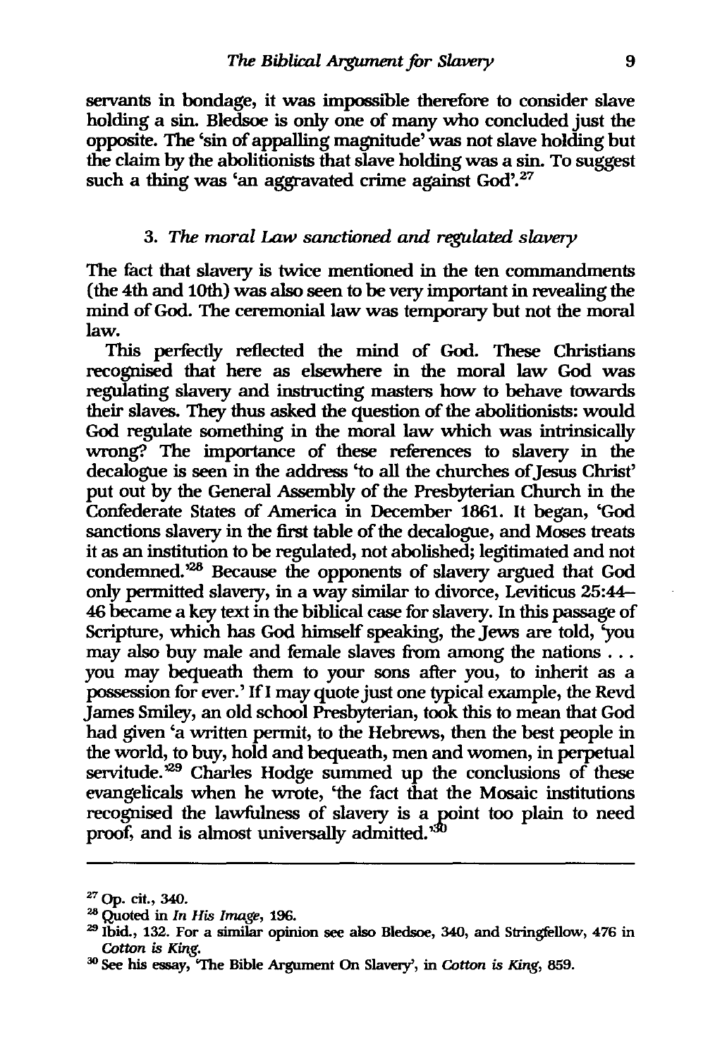servants in bondage, it was impossible therefore to consider slave holding a sin. Bledsoe is only one of many who concluded just the opposite. The 'sin of appalling magnitude' was not slave holding but the claim by the abolitionists that slave holding was a sin. To suggest such a thing was 'an aggravated crime against God'.[27]

### 3. *The moral Law sanctioned and regulated slavery*

The fact that slavery is twice mentioned in the ten commandments (the 4th and 10th) was also seen to be very important in revealing the mind of God. The ceremonial law was temporary but not the moral law.

This perfectly reflected the mind of God. These Christians recognised that here as elsewhere in the moral law God was regulating slavery and instructing masters how to behave towards their slaves. They thus asked the question of the abolitionists: would God regulate something in the moral law which was intrinsically wrong? The importance of these references to slavery in the decalogue is seen in the address 'to all the churches of Jesus Christ' put out by the General Assembly of the Presbyterian Church in the Confederate States of America in December 1861. It began, 'God sanctions slavery in the first table of the decalogue, and Moses treats it as an institution to be regulated, not abolished; legitimated and not condemned.'[28] Because the opponents of slavery argued that God only permitted slavery, in a way similar to divorce, Leviticus 25:44–46 became a key text in the biblical case for slavery. In this passage of Scripture, which has God himself speaking, the Jews are told, 'you may also buy male and female slaves from among the nations . . . you may bequeath them to your sons after you, to inherit as a possession for ever.' If I may quote just one typical example, the Revd James Smiley, an old school Presbyterian, took this to mean that God had given 'a written permit, to the Hebrews, then the best people in the world, to buy, hold and bequeath, men and women, in perpetual servitude.'[29] Charles Hodge summed up the conclusions of these evangelicals when he wrote, 'the fact that the Mosaic institutions recognised the lawfulness of slavery is a point too plain to need proof, and is almost universally admitted.'[30]

---

[27] Op. cit., 340.

[28] Quoted in *In His Image*, 196.

[29] Ibid., 132. For a similar opinion see also Bledsoe, 340, and Stringfellow, 476 in *Cotton is King*.

[30] See his essay, 'The Bible Argument On Slavery', in *Cotton is King*, 859.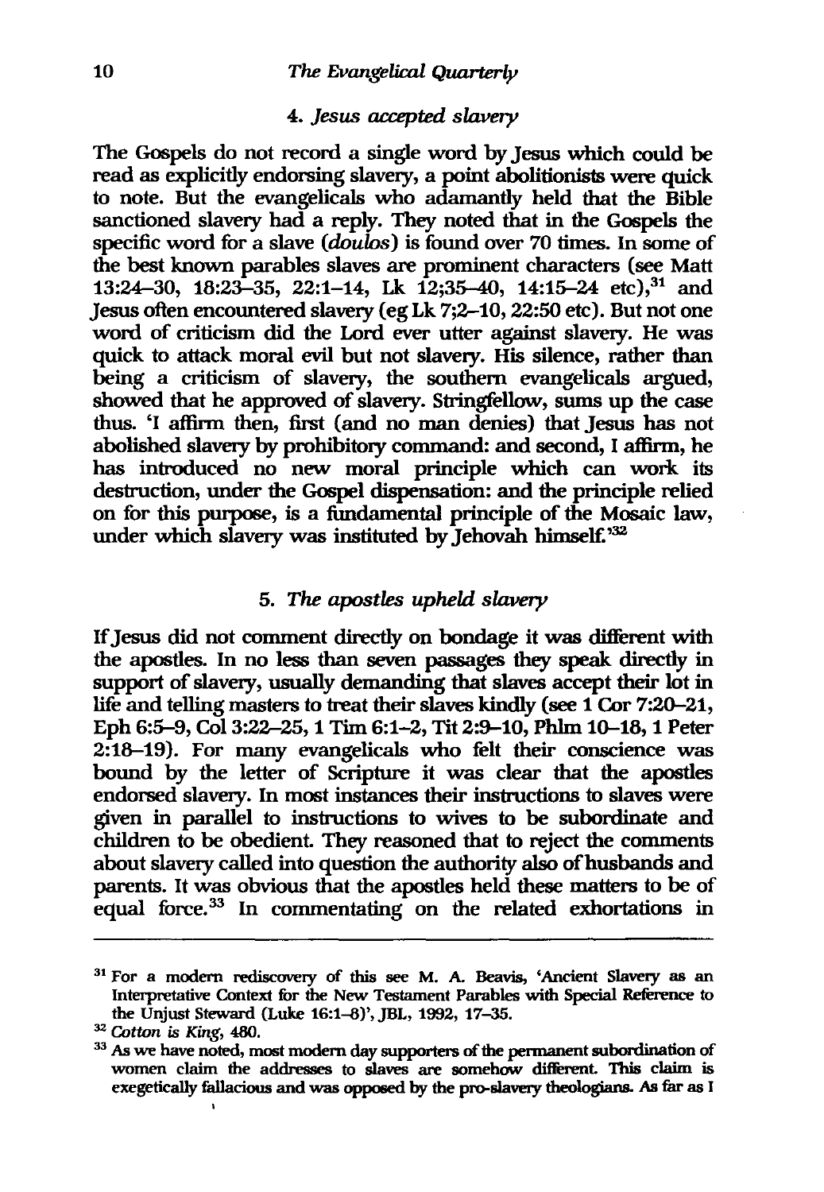### 4. *Jesus accepted slavery*

The Gospels do not record a single word by Jesus which could be read as explicitly endorsing slavery, a point abolitionists were quick to note. But the evangelicals who adamantly held that the Bible sanctioned slavery had a reply. They noted that in the Gospels the specific word for a slave (*doulos*) is found over 70 times. In some of the best known parables slaves are prominent characters (see Matt 13:24–30, 18:23–35, 22:1–14, Lk 12;35–40, 14:15–24 etc),[31] and Jesus often encountered slavery (eg Lk 7;2–10, 22:50 etc). But not one word of criticism did the Lord ever utter against slavery. He was quick to attack moral evil but not slavery. His silence, rather than being a criticism of slavery, the southern evangelicals argued, showed that he approved of slavery. Stringfellow, sums up the case thus. 'I affirm then, first (and no man denies) that Jesus has not abolished slavery by prohibitory command: and second, I affirm, he has introduced no new moral principle which can work its destruction, under the Gospel dispensation: and the principle relied on for this purpose, is a fundamental principle of the Mosaic law, under which slavery was instituted by Jehovah himself.'[32]

### 5. *The apostles upheld slavery*

If Jesus did not comment directly on bondage it was different with the apostles. In no less than seven passages they speak directly in support of slavery, usually demanding that slaves accept their lot in life and telling masters to treat their slaves kindly (see 1 Cor 7:20–21, Eph 6:5–9, Col 3:22–25, 1 Tim 6:1–2, Tit 2:9–10, Phlm 10–18, 1 Peter 2:18–19). For many evangelicals who felt their conscience was bound by the letter of Scripture it was clear that the apostles endorsed slavery. In most instances their instructions to slaves were given in parallel to instructions to wives to be subordinate and children to be obedient. They reasoned that to reject the comments about slavery called into question the authority also of husbands and parents. It was obvious that the apostles held these matters to be of equal force.[33] In commentating on the related exhortations in

---

[31] For a modern rediscovery of this see M. A. Beavis, 'Ancient Slavery as an Interpretative Context for the New Testament Parables with Special Reference to the Unjust Steward (Luke 16:1–8)', JBL, 1992, 17–35.

[32] *Cotton is King*, 480.

[33] As we have noted, most modern day supporters of the permanent subordination of women claim the addresses to slaves are somehow different. This claim is exegetically fallacious and was opposed by the pro-slavery theologians. As far as I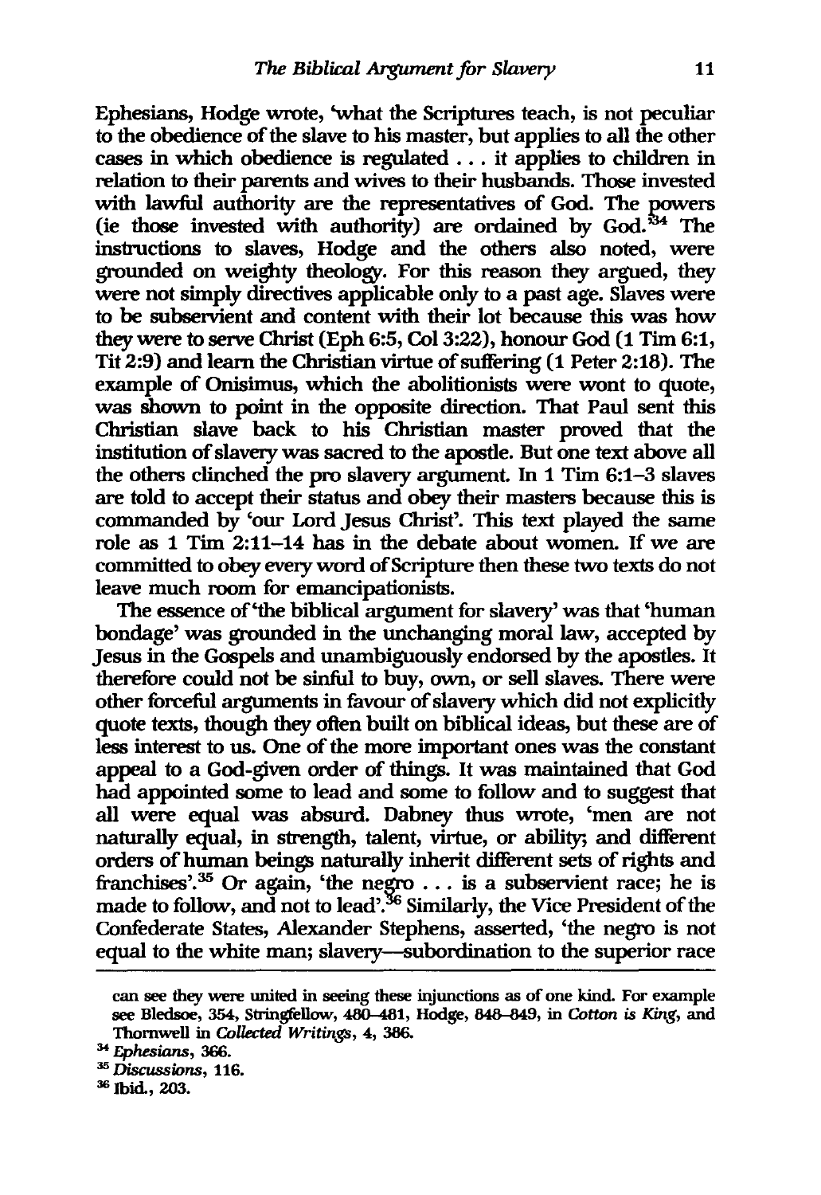Ephesians, Hodge wrote, 'what the Scriptures teach, is not peculiar to the obedience of the slave to his master, but applies to all the other cases in which obedience is regulated . . . it applies to children in relation to their parents and wives to their husbands. Those invested with lawful authority are the representatives of God. The powers (ie those invested with authority) are ordained by God.'[34] The instructions to slaves, Hodge and the others also noted, were grounded on weighty theology. For this reason they argued, they were not simply directives applicable only to a past age. Slaves were to be subservient and content with their lot because this was how they were to serve Christ (Eph 6:5, Col 3:22), honour God (1 Tim 6:1, Tit 2:9) and learn the Christian virtue of suffering (1 Peter 2:18). The example of Onisimus, which the abolitionists were wont to quote, was shown to point in the opposite direction. That Paul sent this Christian slave back to his Christian master proved that the institution of slavery was sacred to the apostle. But one text above all the others clinched the pro slavery argument. In 1 Tim 6:1–3 slaves are told to accept their status and obey their masters because this is commanded by 'our Lord Jesus Christ'. This text played the same role as 1 Tim 2:11–14 has in the debate about women. If we are committed to obey every word of Scripture then these two texts do not leave much room for emancipationists.

The essence of 'the biblical argument for slavery' was that 'human bondage' was grounded in the unchanging moral law, accepted by Jesus in the Gospels and unambiguously endorsed by the apostles. It therefore could not be sinful to buy, own, or sell slaves. There were other forceful arguments in favour of slavery which did not explicitly quote texts, though they often built on biblical ideas, but these are of less interest to us. One of the more important ones was the constant appeal to a God-given order of things. It was maintained that God had appointed some to lead and some to follow and to suggest that all were equal was absurd. Dabney thus wrote, 'men are not naturally equal, in strength, talent, virtue, or ability; and different orders of human beings naturally inherit different sets of rights and franchises'.[35] Or again, 'the negro . . . is a subservient race; he is made to follow, and not to lead'.[36] Similarly, the Vice President of the Confederate States, Alexander Stephens, asserted, 'the negro is not equal to the white man; slavery—subordination to the superior race

---

can see they were united in seeing these injunctions as of one kind. For example see Bledsoe, 354, Stringfellow, 480–481, Hodge, 848–849, in *Cotton is King*, and Thornwell in *Collected Writings*, 4, 386.

[34] *Ephesians*, 366.

[35] *Discussions*, 116.

[36] Ibid., 203.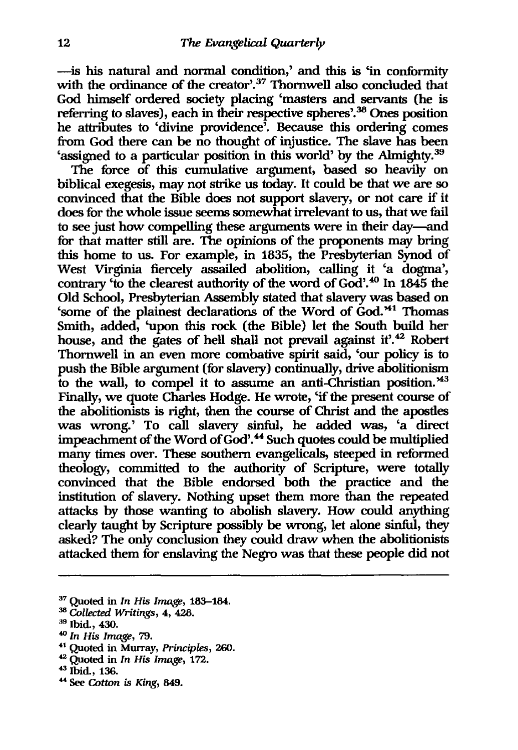—is his natural and normal condition,' and this is 'in conformity with the ordinance of the creator'.[37] Thornwell also concluded that God himself ordered society placing 'masters and servants (he is referring to slaves), each in their respective spheres'.[38] Ones position he attributes to 'divine providence'. Because this ordering comes from God there can be no thought of injustice. The slave has been 'assigned to a particular position in this world' by the Almighty.[39]

The force of this cumulative argument, based so heavily on biblical exegesis, may not strike us today. It could be that we are so convinced that the Bible does not support slavery, or not care if it does for the whole issue seems somewhat irrelevant to us, that we fail to see just how compelling these arguments were in their day—and for that matter still are. The opinions of the proponents may bring this home to us. For example, in 1835, the Presbyterian Synod of West Virginia fiercely assailed abolition, calling it 'a dogma', contrary 'to the clearest authority of the word of God'.[40] In 1845 the Old School, Presbyterian Assembly stated that slavery was based on 'some of the plainest declarations of the Word of God.'[41] Thomas Smith, added, 'upon this rock (the Bible) let the South build her house, and the gates of hell shall not prevail against it'.[42] Robert Thornwell in an even more combative spirit said, 'our policy is to push the Bible argument (for slavery) continually, drive abolitionism to the wall, to compel it to assume an anti-Christian position.'[43] Finally, we quote Charles Hodge. He wrote, 'if the present course of the abolitionists is right, then the course of Christ and the apostles was wrong.' To call slavery sinful, he added was, 'a direct impeachment of the Word of God'.[44] Such quotes could be multiplied many times over. These southern evangelicals, steeped in reformed theology, committed to the authority of Scripture, were totally convinced that the Bible endorsed both the practice and the institution of slavery. Nothing upset them more than the repeated attacks by those wanting to abolish slavery. How could anything clearly taught by Scripture possibly be wrong, let alone sinful, they asked? The only conclusion they could draw when the abolitionists attacked them for enslaving the Negro was that these people did not

---

[37] Quoted in *In His Image*, 183–184.

[38] *Collected Writings*, 4, 428.

[39] Ibid., 430.

[40] *In His Image*, 79.

[41] Quoted in Murray, *Principles*, 260.

[42] Quoted in *In His Image*, 172.

[43] Ibid., 136.

[44] See *Cotton is King*, 849.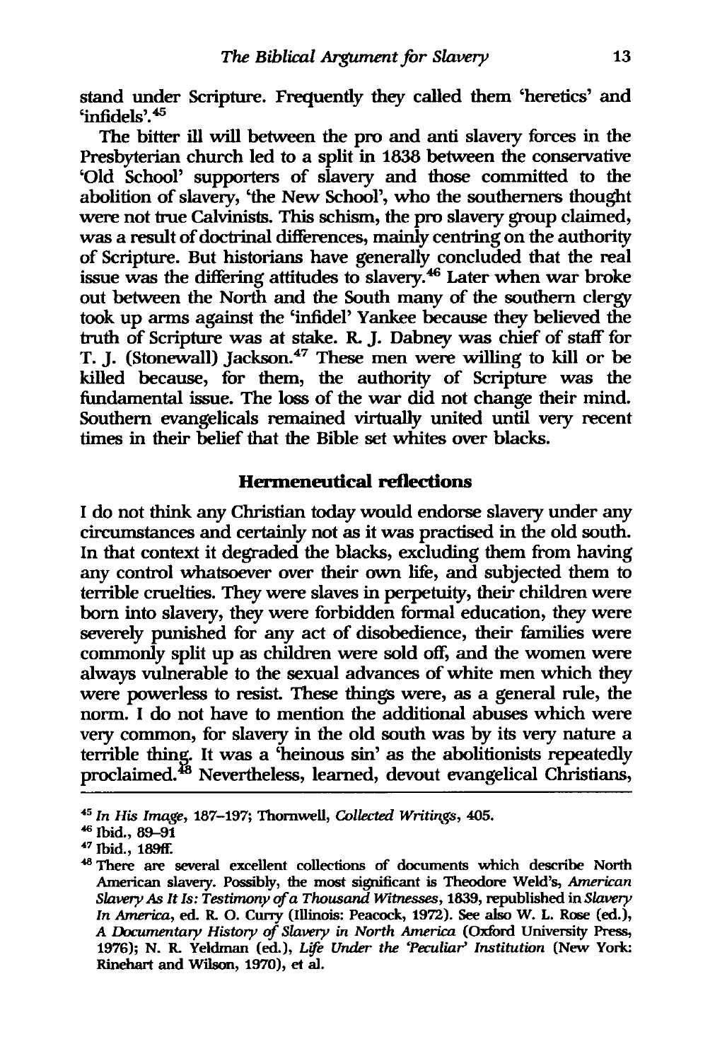stand under Scripture. Frequently they called them 'heretics' and 'infidels'.[45]

The bitter ill will between the pro and anti slavery forces in the Presbyterian church led to a split in 1838 between the conservative 'Old School' supporters of slavery and those committed to the abolition of slavery, 'the New School', who the southerners thought were not true Calvinists. This schism, the pro slavery group claimed, was a result of doctrinal differences, mainly centring on the authority of Scripture. But historians have generally concluded that the real issue was the differing attitudes to slavery.[46] Later when war broke out between the North and the South many of the southern clergy took up arms against the 'infidel' Yankee because they believed the truth of Scripture was at stake. R. J. Dabney was chief of staff for T. J. (Stonewall) Jackson.[47] These men were willing to kill or be killed because, for them, the authority of Scripture was the fundamental issue. The loss of the war did not change their mind. Southern evangelicals remained virtually united until very recent times in their belief that the Bible set whites over blacks.

## Hermeneutical reflections

I do not think any Christian today would endorse slavery under any circumstances and certainly not as it was practised in the old south. In that context it degraded the blacks, excluding them from having any control whatsoever over their own life, and subjected them to terrible cruelties. They were slaves in perpetuity, their children were born into slavery, they were forbidden formal education, they were severely punished for any act of disobedience, their families were commonly split up as children were sold off, and the women were always vulnerable to the sexual advances of white men which they were powerless to resist. These things were, as a general rule, the norm. I do not have to mention the additional abuses which were very common, for slavery in the old south was by its very nature a terrible thing. It was a 'heinous sin' as the abolitionists repeatedly proclaimed.[48] Nevertheless, learned, devout evangelical Christians,

---

[45] *In His Image*, 187–197; Thornwell, *Collected Writings*, 405.

[46] Ibid., 89–91

[47] Ibid., 189ff.

[48] There are several excellent collections of documents which describe North American slavery. Possibly, the most significant is Theodore Weld's, *American Slavery As It Is: Testimony of a Thousand Witnesses*, 1839, republished in *Slavery In America*, ed. R. O. Curry (Illinois: Peacock, 1972). See also W. L. Rose (ed.), *A Documentary History of Slavery in North America* (Oxford University Press, 1976); N. R. Yeldman (ed.), *Life Under the 'Peculiar' Institution* (New York: Rinehart and Wilson, 1970), et al.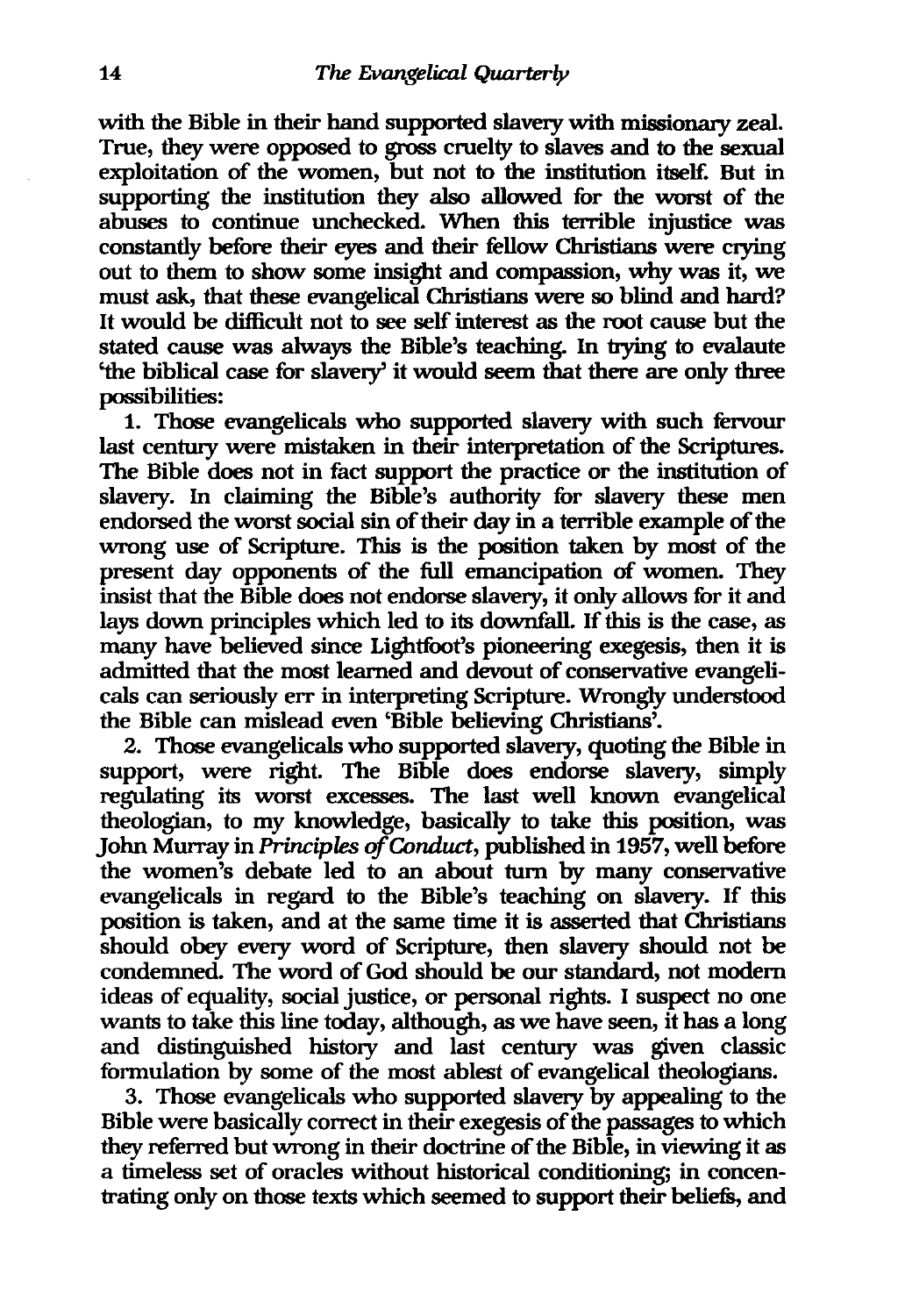with the Bible in their hand supported slavery with missionary zeal. True, they were opposed to gross cruelty to slaves and to the sexual exploitation of the women, but not to the institution itself. But in supporting the institution they also allowed for the worst of the abuses to continue unchecked. When this terrible injustice was constantly before their eyes and their fellow Christians were crying out to them to show some insight and compassion, why was it, we must ask, that these evangelical Christians were so blind and hard? It would be difficult not to see self interest as the root cause but the stated cause was always the Bible's teaching. In trying to evalaute 'the biblical case for slavery' it would seem that there are only three possibilities:

1. Those evangelicals who supported slavery with such fervour last century were mistaken in their interpretation of the Scriptures. The Bible does not in fact support the practice or the institution of slavery. In claiming the Bible's authority for slavery these men endorsed the worst social sin of their day in a terrible example of the wrong use of Scripture. This is the position taken by most of the present day opponents of the full emancipation of women. They insist that the Bible does not endorse slavery, it only allows for it and lays down principles which led to its downfall. If this is the case, as many have believed since Lightfoot's pioneering exegesis, then it is admitted that the most learned and devout of conservative evangelicals can seriously err in interpreting Scripture. Wrongly understood the Bible can mislead even 'Bible believing Christians'.

2. Those evangelicals who supported slavery, quoting the Bible in support, were right. The Bible does endorse slavery, simply regulating its worst excesses. The last well known evangelical theologian, to my knowledge, basically to take this position, was John Murray in *Principles of Conduct*, published in 1957, well before the women's debate led to an about turn by many conservative evangelicals in regard to the Bible's teaching on slavery. If this position is taken, and at the same time it is asserted that Christians should obey every word of Scripture, then slavery should not be condemned. The word of God should be our standard, not modern ideas of equality, social justice, or personal rights. I suspect no one wants to take this line today, although, as we have seen, it has a long and distinguished history and last century was given classic formulation by some of the most ablest of evangelical theologians.

3. Those evangelicals who supported slavery by appealing to the Bible were basically correct in their exegesis of the passages to which they referred but wrong in their doctrine of the Bible, in viewing it as a timeless set of oracles without historical conditioning; in concentrating only on those texts which seemed to support their beliefs, and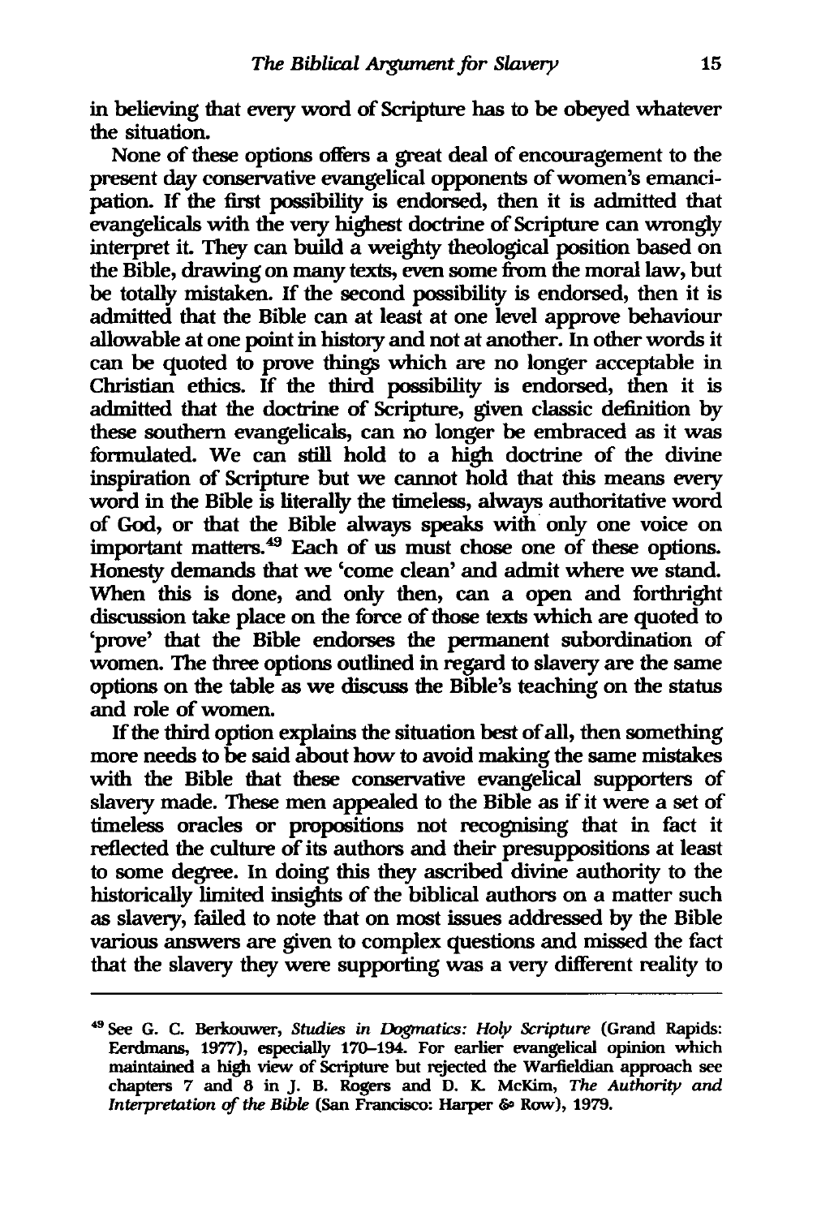in believing that every word of Scripture has to be obeyed whatever the situation.

None of these options offers a great deal of encouragement to the present day conservative evangelical opponents of women's emancipation. If the first possibility is endorsed, then it is admitted that evangelicals with the very highest doctrine of Scripture can wrongly interpret it. They can build a weighty theological position based on the Bible, drawing on many texts, even some from the moral law, but be totally mistaken. If the second possibility is endorsed, then it is admitted that the Bible can at least at one level approve behaviour allowable at one point in history and not at another. In other words it can be quoted to prove things which are no longer acceptable in Christian ethics. If the third possibility is endorsed, then it is admitted that the doctrine of Scripture, given classic definition by these southern evangelicals, can no longer be embraced as it was formulated. We can still hold to a high doctrine of the divine inspiration of Scripture but we cannot hold that this means every word in the Bible is literally the timeless, always authoritative word of God, or that the Bible always speaks with only one voice on important matters.[49] Each of us must chose one of these options. Honesty demands that we 'come clean' and admit where we stand. When this is done, and only then, can a open and forthright discussion take place on the force of those texts which are quoted to 'prove' that the Bible endorses the permanent subordination of women. The three options outlined in regard to slavery are the same options on the table as we discuss the Bible's teaching on the status and role of women.

If the third option explains the situation best of all, then something more needs to be said about how to avoid making the same mistakes with the Bible that these conservative evangelical supporters of slavery made. These men appealed to the Bible as if it were a set of timeless oracles or propositions not recognising that in fact it reflected the culture of its authors and their presuppositions at least to some degree. In doing this they ascribed divine authority to the historically limited insights of the biblical authors on a matter such as slavery, failed to note that on most issues addressed by the Bible various answers are given to complex questions and missed the fact that the slavery they were supporting was a very different reality to

---

[49] See G. C. Berkouwer, *Studies in Dogmatics: Holy Scripture* (Grand Rapids: Eerdmans, 1977), especially 170–194. For earlier evangelical opinion which maintained a high view of Scripture but rejected the Warfieldian approach see chapters 7 and 8 in J. B. Rogers and D. K. McKim, *The Authority and Interpretation of the Bible* (San Francisco: Harper & Row), 1979.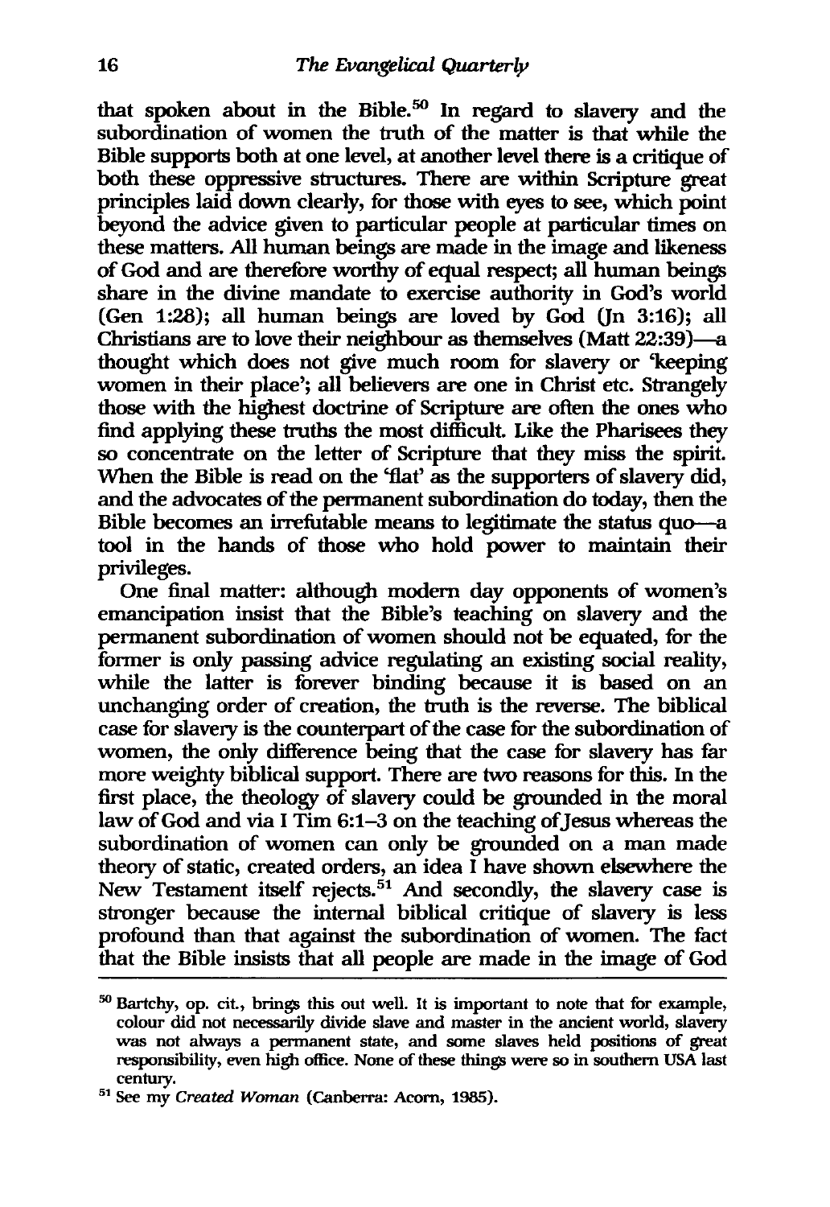that spoken about in the Bible.[50] In regard to slavery and the subordination of women the truth of the matter is that while the Bible supports both at one level, at another level there is a critique of both these oppressive structures. There are within Scripture great principles laid down clearly, for those with eyes to see, which point beyond the advice given to particular people at particular times on these matters. All human beings are made in the image and likeness of God and are therefore worthy of equal respect; all human beings share in the divine mandate to exercise authority in God's world (Gen 1:28); all human beings are loved by God (Jn 3:16); all Christians are to love their neighbour as themselves (Matt 22:39)—a thought which does not give much room for slavery or 'keeping women in their place'; all believers are one in Christ etc. Strangely those with the highest doctrine of Scripture are often the ones who find applying these truths the most difficult. Like the Pharisees they so concentrate on the letter of Scripture that they miss the spirit. When the Bible is read on the 'flat' as the supporters of slavery did, and the advocates of the permanent subordination do today, then the Bible becomes an irrefutable means to legitimate the status quo—a tool in the hands of those who hold power to maintain their privileges.

One final matter: although modern day opponents of women's emancipation insist that the Bible's teaching on slavery and the permanent subordination of women should not be equated, for the former is only passing advice regulating an existing social reality, while the latter is forever binding because it is based on an unchanging order of creation, the truth is the reverse. The biblical case for slavery is the counterpart of the case for the subordination of women, the only difference being that the case for slavery has far more weighty biblical support. There are two reasons for this. In the first place, the theology of slavery could be grounded in the moral law of God and via I Tim 6:1–3 on the teaching of Jesus whereas the subordination of women can only be grounded on a man made theory of static, created orders, an idea I have shown elsewhere the New Testament itself rejects.[51] And secondly, the slavery case is stronger because the internal biblical critique of slavery is less profound than that against the subordination of women. The fact that the Bible insists that all people are made in the image of God

---

[50] Bartchy, op. cit., brings this out well. It is important to note that for example, colour did not necessarily divide slave and master in the ancient world, slavery was not always a permanent state, and some slaves held positions of great responsibility, even high office. None of these things were so in southern USA last century.

[51] See my *Created Woman* (Canberra: Acorn, 1985).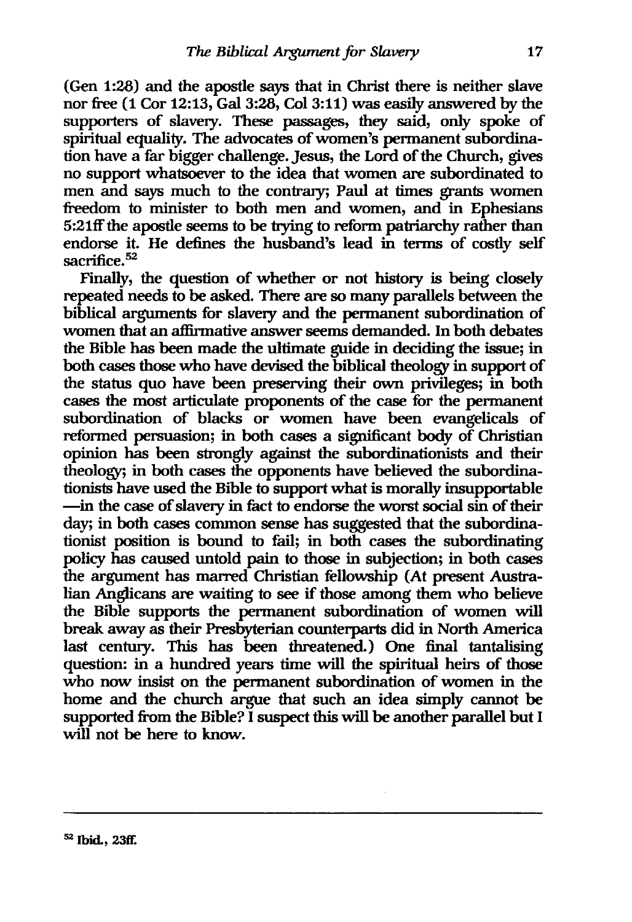(Gen 1:28) and the apostle says that in Christ there is neither slave nor free (1 Cor 12:13, Gal 3:28, Col 3:11) was easily answered by the supporters of slavery. These passages, they said, only spoke of spiritual equality. The advocates of women's permanent subordination have a far bigger challenge. Jesus, the Lord of the Church, gives no support whatsoever to the idea that women are subordinated to men and says much to the contrary; Paul at times grants women freedom to minister to both men and women, and in Ephesians 5:21ff the apostle seems to be trying to reform patriarchy rather than endorse it. He defines the husband's lead in terms of costly self sacrifice.[52]

Finally, the question of whether or not history is being closely repeated needs to be asked. There are so many parallels between the biblical arguments for slavery and the permanent subordination of women that an affirmative answer seems demanded. In both debates the Bible has been made the ultimate guide in deciding the issue; in both cases those who have devised the biblical theology in support of the status quo have been preserving their own privileges; in both cases the most articulate proponents of the case for the permanent subordination of blacks or women have been evangelicals of reformed persuasion; in both cases a significant body of Christian opinion has been strongly against the subordinationists and their theology; in both cases the opponents have believed the subordinationists have used the Bible to support what is morally insupportable —in the case of slavery in fact to endorse the worst social sin of their day; in both cases common sense has suggested that the subordinationist position is bound to fail; in both cases the subordinating policy has caused untold pain to those in subjection; in both cases the argument has marred Christian fellowship (At present Australian Anglicans are waiting to see if those among them who believe the Bible supports the permanent subordination of women will break away as their Presbyterian counterparts did in North America last century. This has been threatened.) One final tantalising question: in a hundred years time will the spiritual heirs of those who now insist on the permanent subordination of women in the home and the church argue that such an idea simply cannot be supported from the Bible? I suspect this will be another parallel but I will not be here to know.

---

[52] Ibid., 23ff.